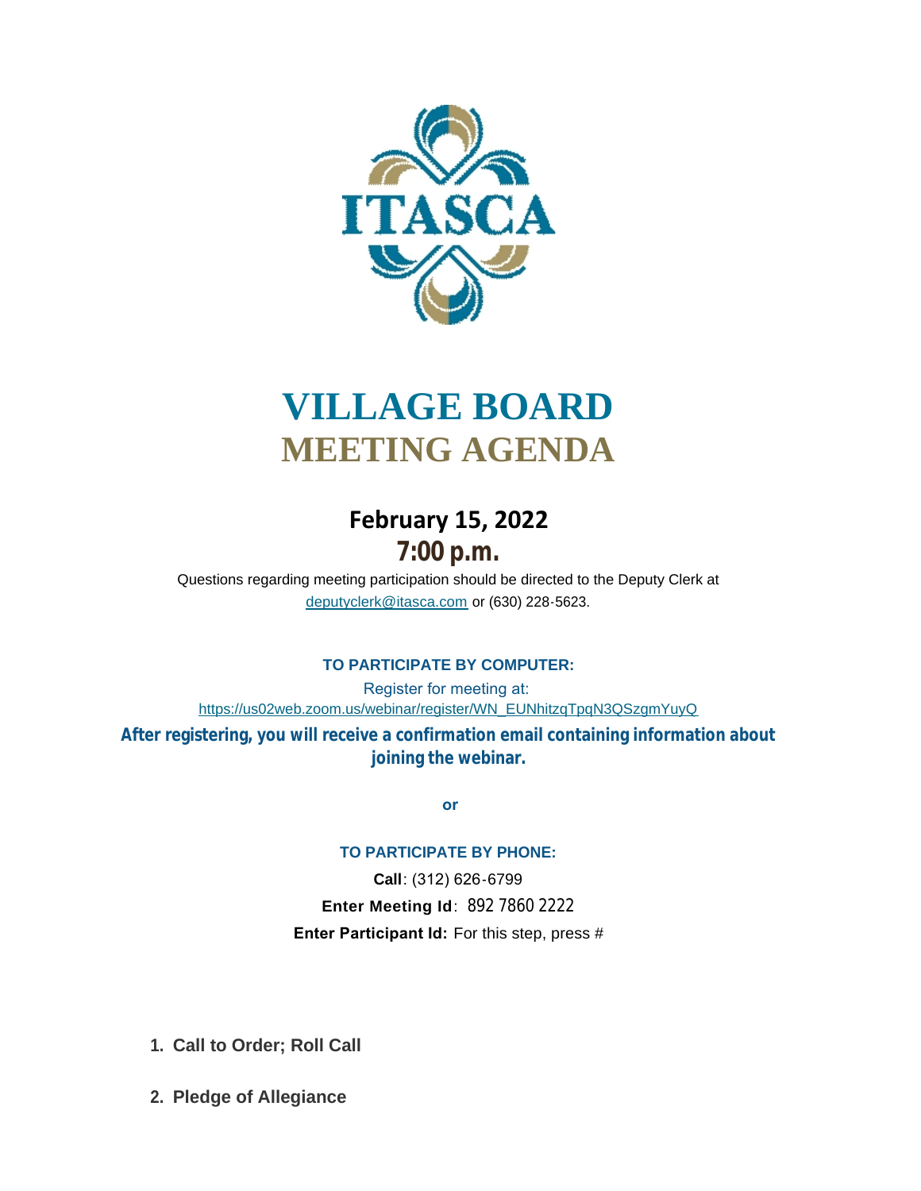# VILLAGE BOARD
# MEETING AGENDA

## February 15, 2022
## 7:00 p.m.

Questions regarding meeting participation should be directed to the Deputy Clerk at deputyclerk@itasca.com or (630) 228-5623.

**TO PARTICIPATE BY COMPUTER:**

Register for meeting at:
https://us02web.zoom.us/webinar/register/WN_EUNhitzqTpqN3QSzgmYuyQ

**After registering, you will receive a confirmation email containing information about joining the webinar.**

**or**

**TO PARTICIPATE BY PHONE:**

**Call**: (312) 626-6799

**Enter Meeting Id**: 892 7860 2222

**Enter Participant Id:** For this step, press #

1. **Call to Order; Roll Call**

2. **Pledge of Allegiance**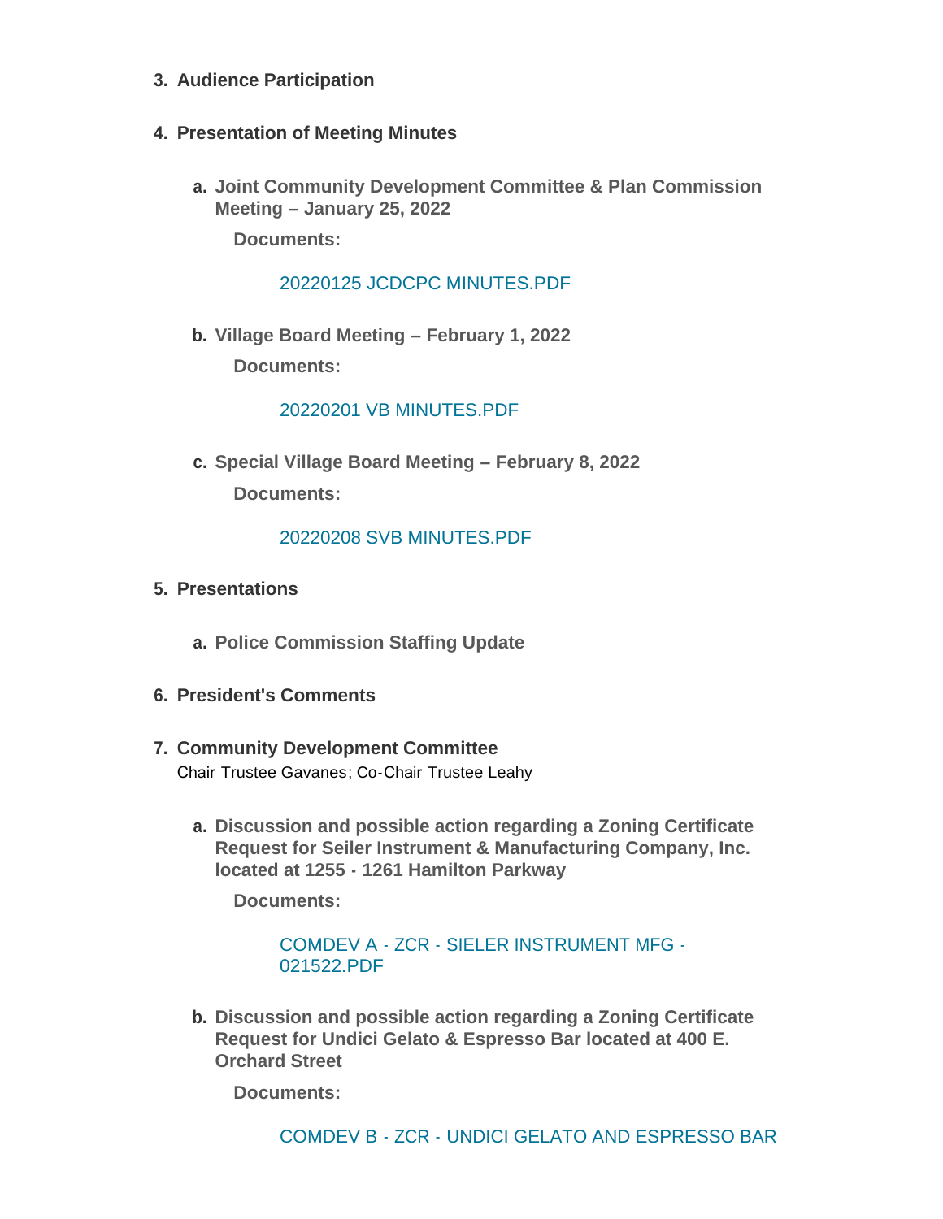3. **Audience Participation**

4. **Presentation of Meeting Minutes**

   a. **Joint Community Development Committee & Plan Commission Meeting – January 25, 2022**

      **Documents:**

      20220125 JCDCPC MINUTES.PDF

   b. **Village Board Meeting – February 1, 2022**

      **Documents:**

      20220201 VB MINUTES.PDF

   c. **Special Village Board Meeting – February 8, 2022**

      **Documents:**

      20220208 SVB MINUTES.PDF

5. **Presentations**

   a. **Police Commission Staffing Update**

6. **President's Comments**

7. **Community Development Committee**
   Chair Trustee Gavanes; Co-Chair Trustee Leahy

   a. **Discussion and possible action regarding a Zoning Certificate Request for Seiler Instrument & Manufacturing Company, Inc. located at 1255 - 1261 Hamilton Parkway**

      **Documents:**

      COMDEV A - ZCR - SIELER INSTRUMENT MFG - 021522.PDF

   b. **Discussion and possible action regarding a Zoning Certificate Request for Undici Gelato & Espresso Bar located at 400 E. Orchard Street**

      **Documents:**

      COMDEV B - ZCR - UNDICI GELATO AND ESPRESSO BAR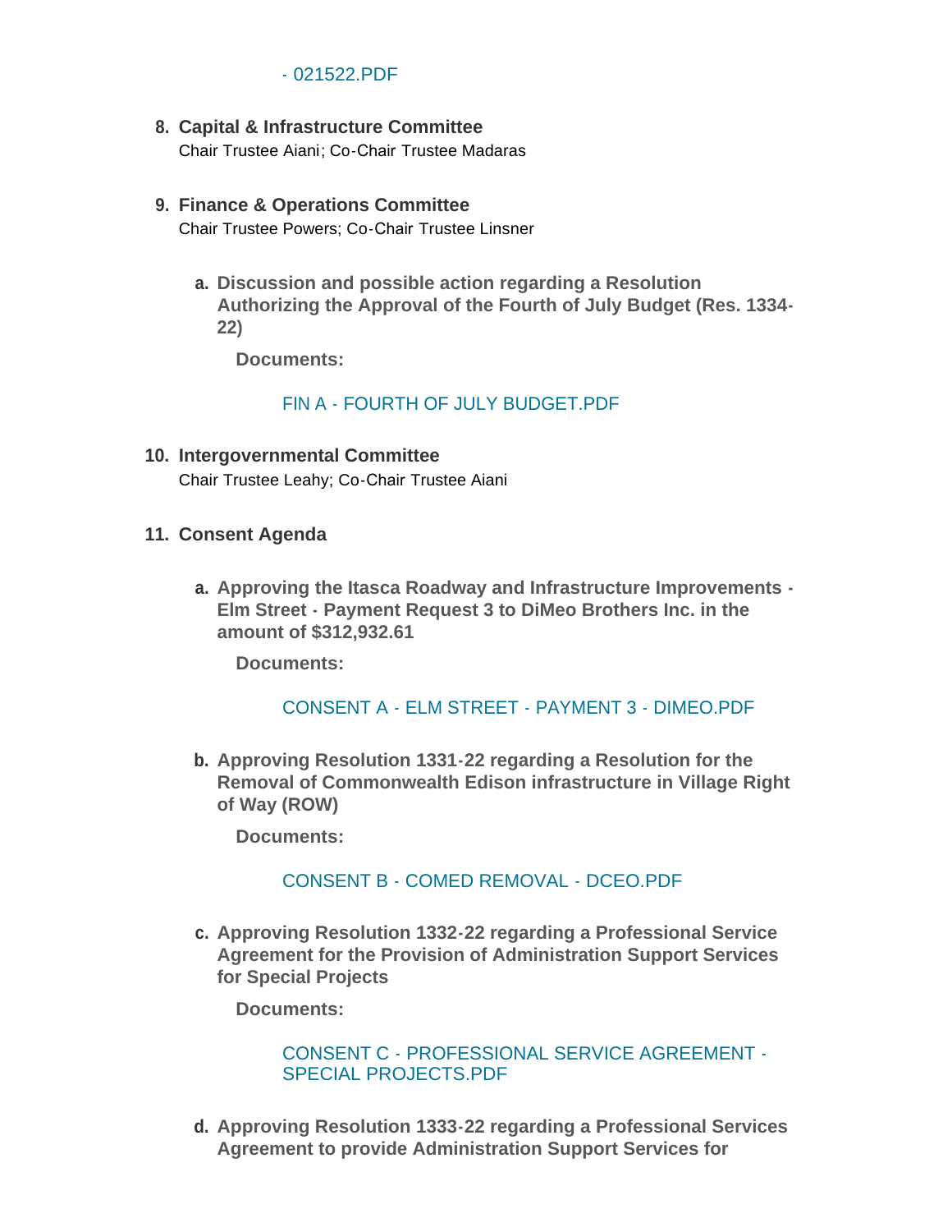- 021522.PDF

8. **Capital & Infrastructure Committee**
   Chair Trustee Aiani; Co-Chair Trustee Madaras

9. **Finance & Operations Committee**
   Chair Trustee Powers; Co-Chair Trustee Linsner

   a. **Discussion and possible action regarding a Resolution Authorizing the Approval of the Fourth of July Budget (Res. 1334-22)**

      **Documents:**

      FIN A - FOURTH OF JULY BUDGET.PDF

10. **Intergovernmental Committee**
    Chair Trustee Leahy; Co-Chair Trustee Aiani

11. **Consent Agenda**

    a. **Approving the Itasca Roadway and Infrastructure Improvements - Elm Street - Payment Request 3 to DiMeo Brothers Inc. in the amount of $312,932.61**

       **Documents:**

       CONSENT A - ELM STREET - PAYMENT 3 - DIMEO.PDF

    b. **Approving Resolution 1331-22 regarding a Resolution for the Removal of Commonwealth Edison infrastructure in Village Right of Way (ROW)**

       **Documents:**

       CONSENT B - COMED REMOVAL - DCEO.PDF

    c. **Approving Resolution 1332-22 regarding a Professional Service Agreement for the Provision of Administration Support Services for Special Projects**

       **Documents:**

       CONSENT C - PROFESSIONAL SERVICE AGREEMENT - SPECIAL PROJECTS.PDF

    d. **Approving Resolution 1333-22 regarding a Professional Services Agreement to provide Administration Support Services for**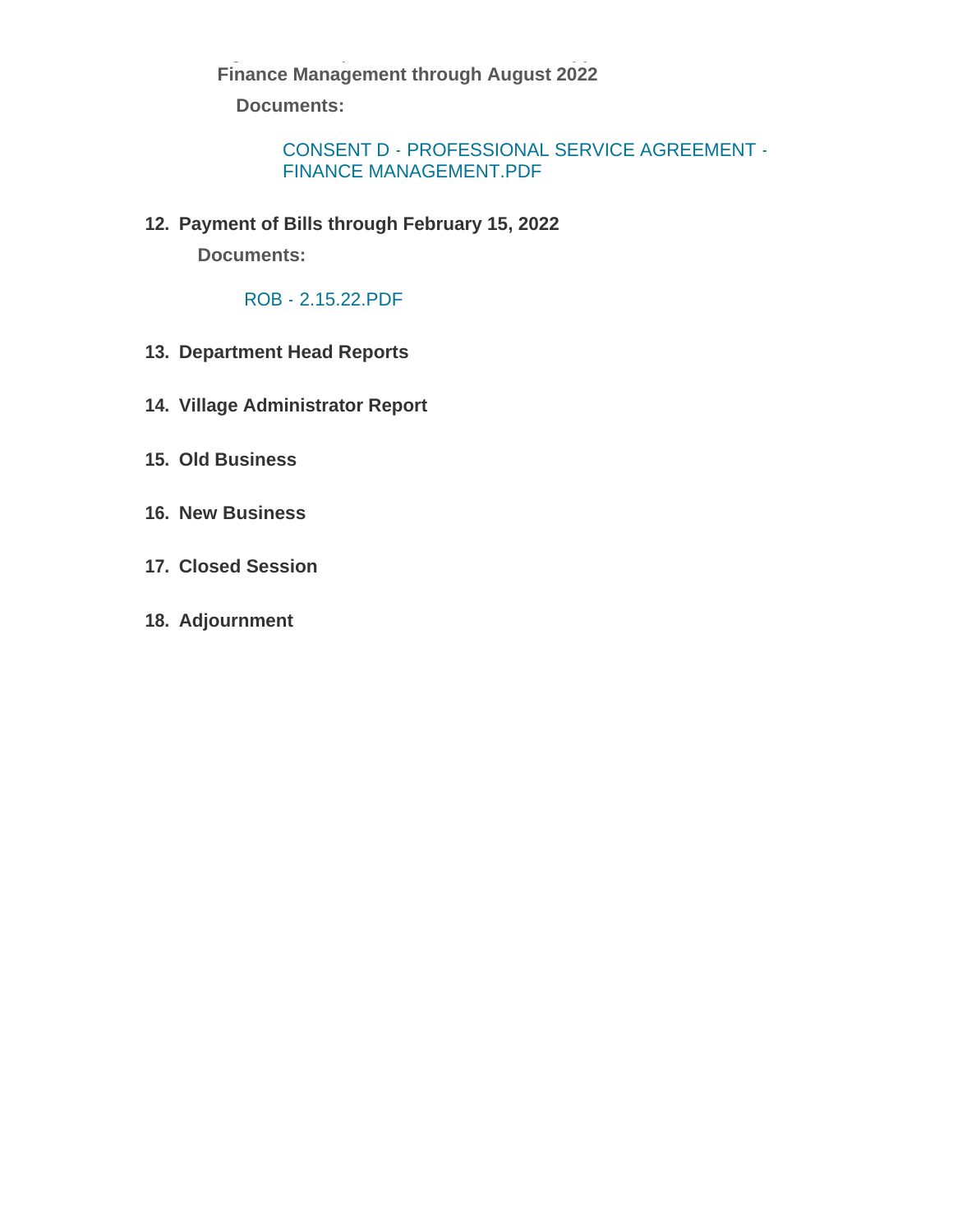**Finance Management through August 2022**

**Documents:**

CONSENT D - PROFESSIONAL SERVICE AGREEMENT - FINANCE MANAGEMENT.PDF

12. **Payment of Bills through February 15, 2022**

    **Documents:**

    ROB - 2.15.22.PDF

13. **Department Head Reports**

14. **Village Administrator Report**

15. **Old Business**

16. **New Business**

17. **Closed Session**

18. **Adjournment**